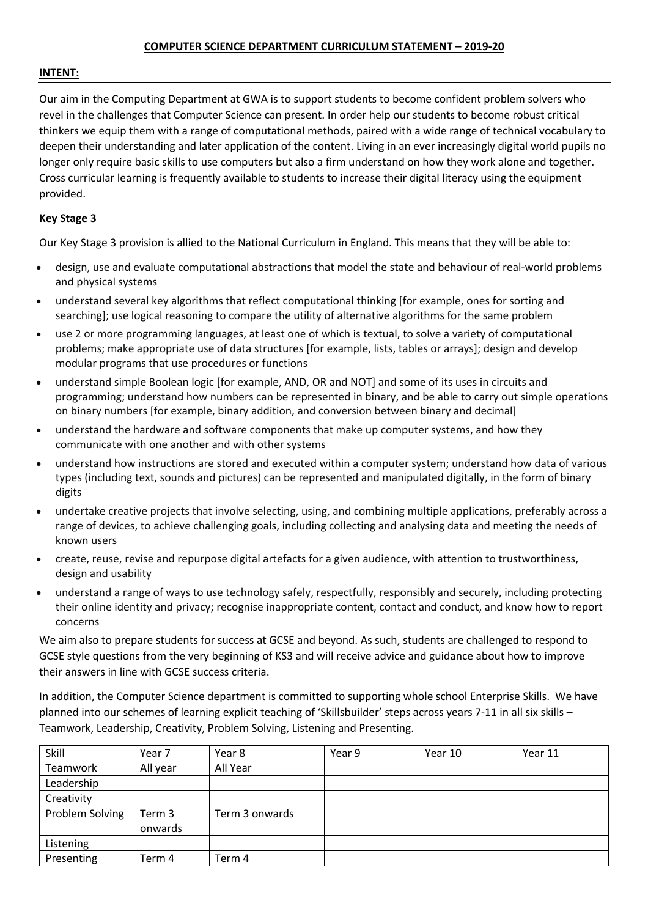# COMPUTER SCIENCE DEPARTMENT CURRICULUM STATEMENT – 2019-20

## INTENT:

Our aim in the Computing Department at GWA is to support students to become confident problem solvers who revel in the challenges that Computer Science can present. In order help our students to become robust critical thinkers we equip them with a range of computational methods, paired with a wide range of technical vocabulary to deepen their understanding and later application of the content. Living in an ever increasingly digital world pupils no longer only require basic skills to use computers but also a firm understand on how they work alone and together. Cross curricular learning is frequently available to students to increase their digital literacy using the equipment provided.

### Key Stage 3

Our Key Stage 3 provision is allied to the National Curriculum in England. This means that they will be able to:

- design, use and evaluate computational abstractions that model the state and behaviour of real-world problems and physical systems
- understand several key algorithms that reflect computational thinking [for example, ones for sorting and searching]; use logical reasoning to compare the utility of alternative algorithms for the same problem
- use 2 or more programming languages, at least one of which is textual, to solve a variety of computational problems; make appropriate use of data structures [for example, lists, tables or arrays]; design and develop modular programs that use procedures or functions
- understand simple Boolean logic [for example, AND, OR and NOT] and some of its uses in circuits and programming; understand how numbers can be represented in binary, and be able to carry out simple operations on binary numbers [for example, binary addition, and conversion between binary and decimal]
- understand the hardware and software components that make up computer systems, and how they communicate with one another and with other systems
- understand how instructions are stored and executed within a computer system; understand how data of various types (including text, sounds and pictures) can be represented and manipulated digitally, in the form of binary digits
- undertake creative projects that involve selecting, using, and combining multiple applications, preferably across a range of devices, to achieve challenging goals, including collecting and analysing data and meeting the needs of known users
- create, reuse, revise and repurpose digital artefacts for a given audience, with attention to trustworthiness, design and usability
- understand a range of ways to use technology safely, respectfully, responsibly and securely, including protecting their online identity and privacy; recognise inappropriate content, contact and conduct, and know how to report concerns

We aim also to prepare students for success at GCSE and beyond. As such, students are challenged to respond to GCSE style questions from the very beginning of KS3 and will receive advice and guidance about how to improve their answers in line with GCSE success criteria.

In addition, the Computer Science department is committed to supporting whole school Enterprise Skills. We have planned into our schemes of learning explicit teaching of 'Skillsbuilder' steps across years 7-11 in all six skills – Teamwork, Leadership, Creativity, Problem Solving, Listening and Presenting.

| Skill | Year 7 | Year 8 | Year 9 | Year 10 | Year 11 |
|---|---|---|---|---|---|
| Teamwork | All year | All Year | | | |
| Leadership | | | | | |
| Creativity | | | | | |
| Problem Solving | Term 3 onwards | Term 3 onwards | | | |
| Listening | | | | | |
| Presenting | Term 4 | Term 4 | | | |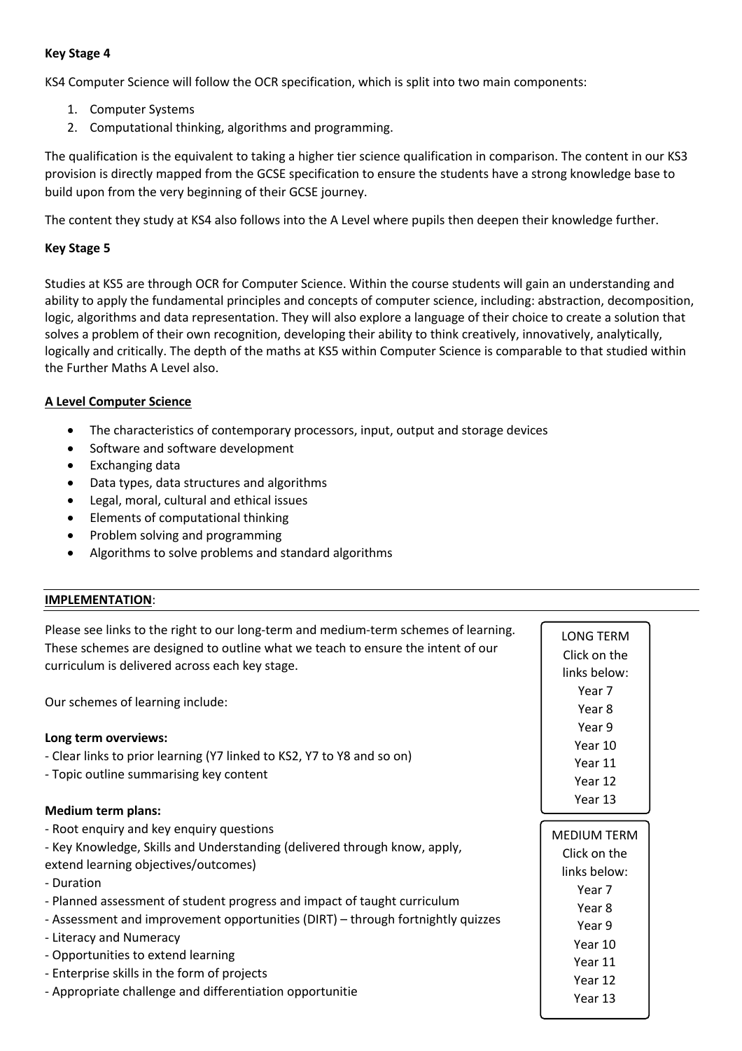**Key Stage 4**

KS4 Computer Science will follow the OCR specification, which is split into two main components:

1. Computer Systems
2. Computational thinking, algorithms and programming.

The qualification is the equivalent to taking a higher tier science qualification in comparison. The content in our KS3 provision is directly mapped from the GCSE specification to ensure the students have a strong knowledge base to build upon from the very beginning of their GCSE journey.

The content they study at KS4 also follows into the A Level where pupils then deepen their knowledge further.

**Key Stage 5**

Studies at KS5 are through OCR for Computer Science. Within the course students will gain an understanding and ability to apply the fundamental principles and concepts of computer science, including: abstraction, decomposition, logic, algorithms and data representation. They will also explore a language of their choice to create a solution that solves a problem of their own recognition, developing their ability to think creatively, innovatively, analytically, logically and critically. The depth of the maths at KS5 within Computer Science is comparable to that studied within the Further Maths A Level also.

**A Level Computer Science**

- The characteristics of contemporary processors, input, output and storage devices
- Software and software development
- Exchanging data
- Data types, data structures and algorithms
- Legal, moral, cultural and ethical issues
- Elements of computational thinking
- Problem solving and programming
- Algorithms to solve problems and standard algorithms

---

**IMPLEMENTATION**:

Please see links to the right to our long-term and medium-term schemes of learning. These schemes are designed to outline what we teach to ensure the intent of our curriculum is delivered across each key stage.

Our schemes of learning include:

**Long term overviews:**
- Clear links to prior learning (Y7 linked to KS2, Y7 to Y8 and so on)
- Topic outline summarising key content

**Medium term plans:**
- Root enquiry and key enquiry questions
- Key Knowledge, Skills and Understanding (delivered through know, apply, extend learning objectives/outcomes)
- Duration
- Planned assessment of student progress and impact of taught curriculum
- Assessment and improvement opportunities (DIRT) – through fortnightly quizzes
- Literacy and Numeracy
- Opportunities to extend learning
- Enterprise skills in the form of projects
- Appropriate challenge and differentiation opportunitie

LONG TERM
Click on the links below:
Year 7
Year 8
Year 9
Year 10
Year 11
Year 12
Year 13

MEDIUM TERM
Click on the links below:
Year 7
Year 8
Year 9
Year 10
Year 11
Year 12
Year 13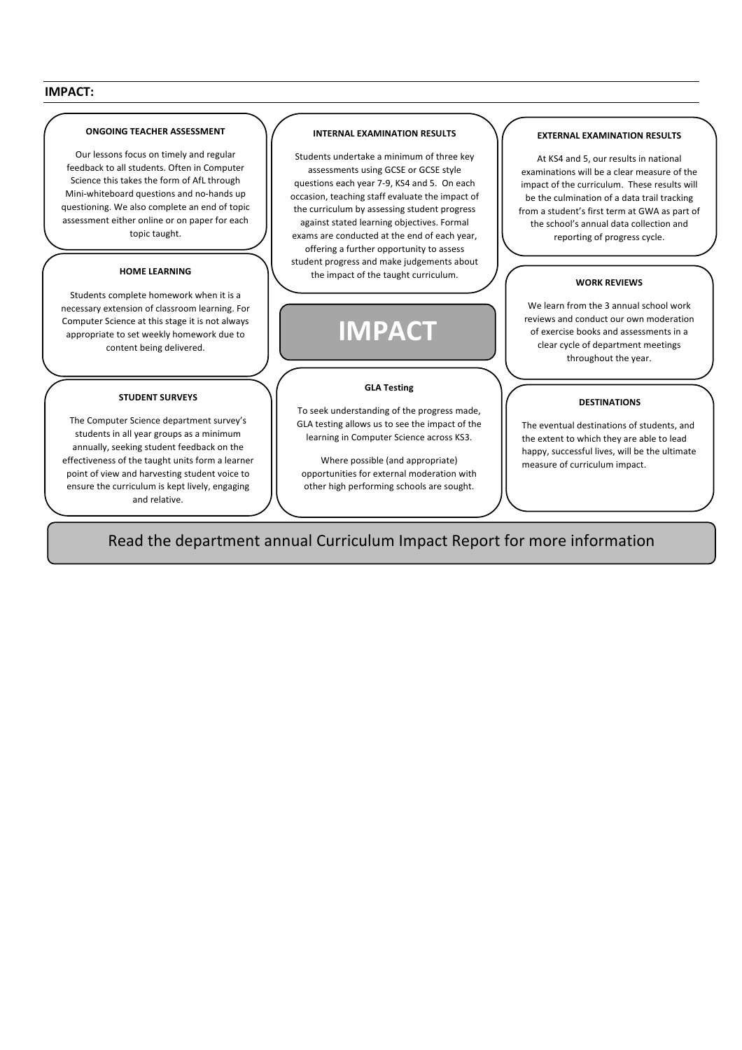## IMPACT:

### ONGOING TEACHER ASSESSMENT

Our lessons focus on timely and regular feedback to all students. Often in Computer Science this takes the form of AfL through Mini-whiteboard questions and no-hands up questioning. We also complete an end of topic assessment either online or on paper for each topic taught.

### HOME LEARNING

Students complete homework when it is a necessary extension of classroom learning. For Computer Science at this stage it is not always appropriate to set weekly homework due to content being delivered.

### STUDENT SURVEYS

The Computer Science department survey's students in all year groups as a minimum annually, seeking student feedback on the effectiveness of the taught units form a learner point of view and harvesting student voice to ensure the curriculum is kept lively, engaging and relative.

### INTERNAL EXAMINATION RESULTS

Students undertake a minimum of three key assessments using GCSE or GCSE style questions each year 7-9, KS4 and 5. On each occasion, teaching staff evaluate the impact of the curriculum by assessing student progress against stated learning objectives. Formal exams are conducted at the end of each year, offering a further opportunity to assess student progress and make judgements about the impact of the taught curriculum.

# IMPACT

### GLA Testing

To seek understanding of the progress made, GLA testing allows us to see the impact of the learning in Computer Science across KS3.

Where possible (and appropriate) opportunities for external moderation with other high performing schools are sought.

### EXTERNAL EXAMINATION RESULTS

At KS4 and 5, our results in national examinations will be a clear measure of the impact of the curriculum. These results will be the culmination of a data trail tracking from a student's first term at GWA as part of the school's annual data collection and reporting of progress cycle.

### WORK REVIEWS

We learn from the 3 annual school work reviews and conduct our own moderation of exercise books and assessments in a clear cycle of department meetings throughout the year.

### DESTINATIONS

The eventual destinations of students, and the extent to which they are able to lead happy, successful lives, will be the ultimate measure of curriculum impact.

Read the department annual Curriculum Impact Report for more information